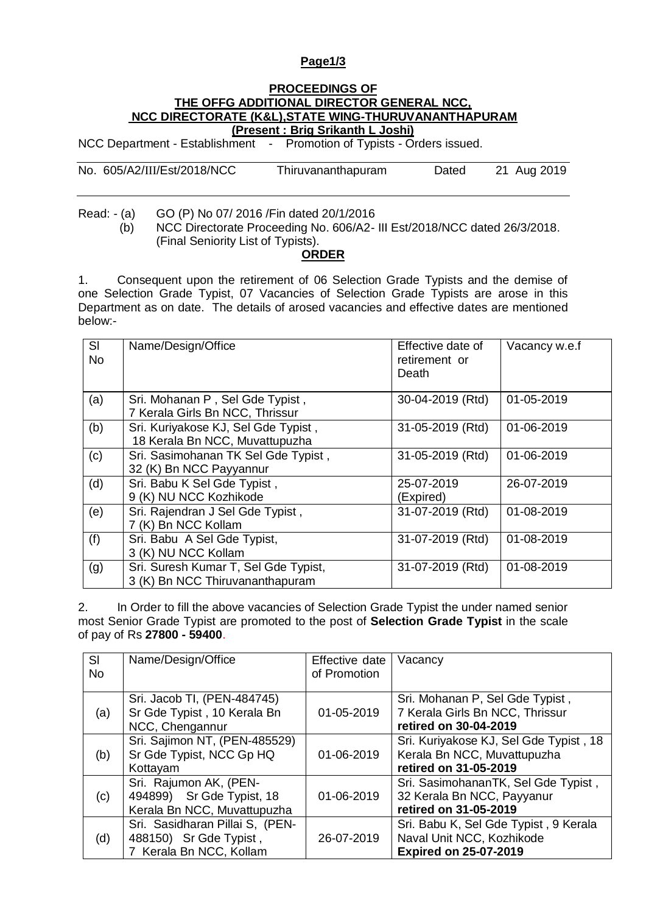**PROCEEDINGS OF**
**THE OFFG ADDITIONAL DIRECTOR GENERAL NCC,**
**NCC DIRECTORATE (K&L),STATE WING-THURUVANANTHAPURAM**
**(Present : Brig Srikanth L Joshi)**

NCC Department - Establishment - Promotion of Typists - Orders issued.

No. 605/A2/III/Est/2018/NCC Thiruvananthapuram Dated 21 Aug 2019

Read: - (a) GO (P) No 07/ 2016 /Fin dated 20/1/2016
(b) NCC Directorate Proceeding No. 606/A2- III Est/2018/NCC dated 26/3/2018. (Final Seniority List of Typists).

**ORDER**

1. Consequent upon the retirement of 06 Selection Grade Typists and the demise of one Selection Grade Typist, 07 Vacancies of Selection Grade Typists are arose in this Department as on date. The details of arosed vacancies and effective dates are mentioned below:-

| Sl No | Name/Design/Office | Effective date of retirement or Death | Vacancy w.e.f |
|---|---|---|---|
| (a) | Sri. Mohanan P , Sel Gde Typist , 7 Kerala Girls Bn NCC, Thrissur | 30-04-2019 (Rtd) | 01-05-2019 |
| (b) | Sri. Kuriyakose KJ, Sel Gde Typist , 18 Kerala Bn NCC, Muvattupuzha | 31-05-2019 (Rtd) | 01-06-2019 |
| (c) | Sri. Sasimohanan TK Sel Gde Typist , 32 (K) Bn NCC Payyannur | 31-05-2019 (Rtd) | 01-06-2019 |
| (d) | Sri. Babu K Sel Gde Typist , 9 (K) NU NCC Kozhikode | 25-07-2019 (Expired) | 26-07-2019 |
| (e) | Sri. Rajendran J Sel Gde Typist , 7 (K) Bn NCC Kollam | 31-07-2019 (Rtd) | 01-08-2019 |
| (f) | Sri. Babu A Sel Gde Typist, 3 (K) NU NCC Kollam | 31-07-2019 (Rtd) | 01-08-2019 |
| (g) | Sri. Suresh Kumar T, Sel Gde Typist, 3 (K) Bn NCC Thiruvananthapuram | 31-07-2019 (Rtd) | 01-08-2019 |

2. In Order to fill the above vacancies of Selection Grade Typist the under named senior most Senior Grade Typist are promoted to the post of **Selection Grade Typist** in the scale of pay of Rs **27800 - 59400**.

| Sl No | Name/Design/Office | Effective date of Promotion | Vacancy |
|---|---|---|---|
| (a) | Sri. Jacob TI, (PEN-484745) Sr Gde Typist , 10 Kerala Bn NCC, Chengannur | 01-05-2019 | Sri. Mohanan P, Sel Gde Typist , 7 Kerala Girls Bn NCC, Thrissur **retired on 30-04-2019** |
| (b) | Sri. Sajimon NT, (PEN-485529) Sr Gde Typist, NCC Gp HQ Kottayam | 01-06-2019 | Sri. Kuriyakose KJ, Sel Gde Typist , 18 Kerala Bn NCC, Muvattupuzha **retired on 31-05-2019** |
| (c) | Sri. Rajumon AK, (PEN-494899) Sr Gde Typist, 18 Kerala Bn NCC, Muvattupuzha | 01-06-2019 | Sri. SasimohananTK, Sel Gde Typist , 32 Kerala Bn NCC, Payyanur **retired on 31-05-2019** |
| (d) | Sri. Sasidharan Pillai S, (PEN-488150) Sr Gde Typist , 7 Kerala Bn NCC, Kollam | 26-07-2019 | Sri. Babu K, Sel Gde Typist , 9 Kerala Naval Unit NCC, Kozhikode **Expired on 25-07-2019** |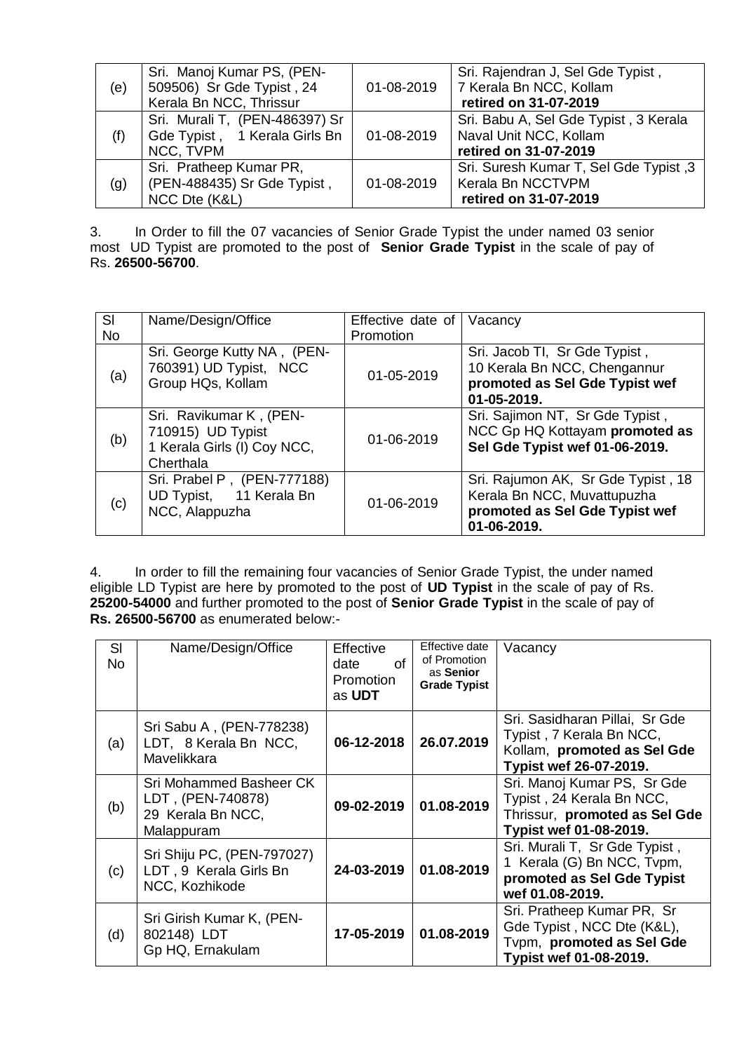| (e) | Sri. Manoj Kumar PS, (PEN-509506) Sr Gde Typist , 24 Kerala Bn NCC, Thrissur | 01-08-2019 | Sri. Rajendran J, Sel Gde Typist , 7 Kerala Bn NCC, Kollam **retired on 31-07-2019** |
|---|---|---|---|
| (f) | Sri. Murali T, (PEN-486397) Sr Gde Typist , 1 Kerala Girls Bn NCC, TVPM | 01-08-2019 | Sri. Babu A, Sel Gde Typist , 3 Kerala Naval Unit NCC, Kollam **retired on 31-07-2019** |
| (g) | Sri. Pratheep Kumar PR, (PEN-488435) Sr Gde Typist , NCC Dte (K&L) | 01-08-2019 | Sri. Suresh Kumar T, Sel Gde Typist ,3 Kerala Bn NCCTVPM **retired on 31-07-2019** |

3. In Order to fill the 07 vacancies of Senior Grade Typist the under named 03 senior most UD Typist are promoted to the post of **Senior Grade Typist** in the scale of pay of Rs. **26500-56700**.

| Sl No | Name/Design/Office | Effective date of Promotion | Vacancy |
|---|---|---|---|
| (a) | Sri. George Kutty NA , (PEN-760391) UD Typist, NCC Group HQs, Kollam | 01-05-2019 | Sri. Jacob TI, Sr Gde Typist , 10 Kerala Bn NCC, Chengannur **promoted as Sel Gde Typist wef 01-05-2019.** |
| (b) | Sri. Ravikumar K , (PEN-710915) UD Typist 1 Kerala Girls (I) Coy NCC, Cherthala | 01-06-2019 | Sri. Sajimon NT, Sr Gde Typist , NCC Gp HQ Kottayam **promoted as Sel Gde Typist wef 01-06-2019.** |
| (c) | Sri. Prabel P , (PEN-777188) UD Typist, 11 Kerala Bn NCC, Alappuzha | 01-06-2019 | Sri. Rajumon AK, Sr Gde Typist , 18 Kerala Bn NCC, Muvattupuzha **promoted as Sel Gde Typist wef 01-06-2019.** |

4. In order to fill the remaining four vacancies of Senior Grade Typist, the under named eligible LD Typist are here by promoted to the post of **UD Typist** in the scale of pay of Rs. **25200-54000** and further promoted to the post of **Senior Grade Typist** in the scale of pay of **Rs. 26500-56700** as enumerated below:-

| Sl No | Name/Design/Office | Effective date of Promotion as **UDT** | Effective date of Promotion as **Senior Grade Typist** | Vacancy |
|---|---|---|---|---|
| (a) | Sri Sabu A , (PEN-778238) LDT, 8 Kerala Bn NCC, Mavelikkara | **06-12-2018** | **26.07.2019** | Sri. Sasidharan Pillai, Sr Gde Typist , 7 Kerala Bn NCC, Kollam, **promoted as Sel Gde Typist wef 26-07-2019.** |
| (b) | Sri Mohammed Basheer CK LDT , (PEN-740878) 29 Kerala Bn NCC, Malappuram | **09-02-2019** | **01.08-2019** | Sri. Manoj Kumar PS, Sr Gde Typist , 24 Kerala Bn NCC, Thrissur, **promoted as Sel Gde Typist wef 01-08-2019.** |
| (c) | Sri Shiju PC, (PEN-797027) LDT , 9 Kerala Girls Bn NCC, Kozhikode | **24-03-2019** | **01.08-2019** | Sri. Murali T, Sr Gde Typist , 1 Kerala (G) Bn NCC, Tvpm, **promoted as Sel Gde Typist wef 01.08-2019.** |
| (d) | Sri Girish Kumar K, (PEN-802148) LDT Gp HQ, Ernakulam | **17-05-2019** | **01.08-2019** | Sri. Pratheep Kumar PR, Sr Gde Typist , NCC Dte (K&L), Tvpm, **promoted as Sel Gde Typist wef 01-08-2019.** |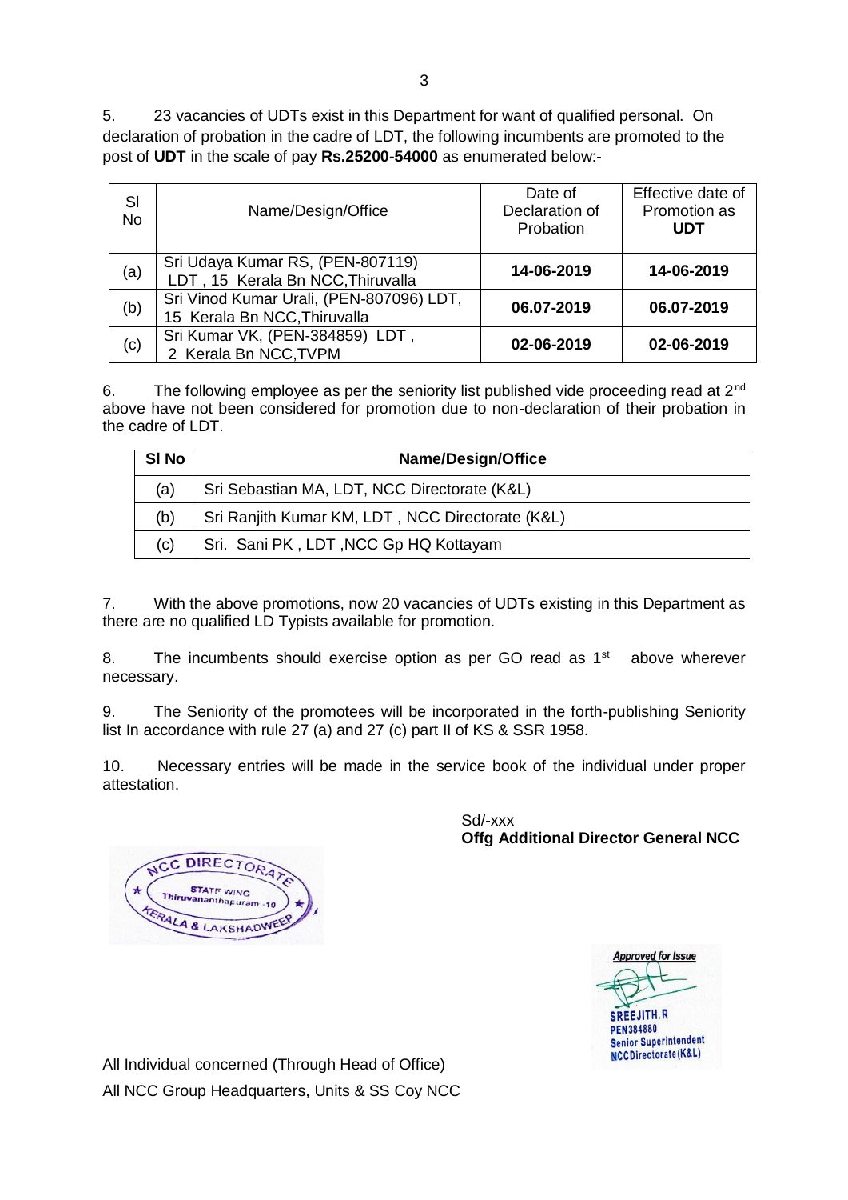5. 23 vacancies of UDTs exist in this Department for want of qualified personal. On declaration of probation in the cadre of LDT, the following incumbents are promoted to the post of **UDT** in the scale of pay **Rs.25200-54000** as enumerated below:-

| Sl No | Name/Design/Office | Date of Declaration of Probation | Effective date of Promotion as **UDT** |
|---|---|---|---|
| (a) | Sri Udaya Kumar RS, (PEN-807119) LDT , 15 Kerala Bn NCC,Thiruvalla | **14-06-2019** | **14-06-2019** |
| (b) | Sri Vinod Kumar Urali, (PEN-807096) LDT, 15 Kerala Bn NCC,Thiruvalla | **06.07-2019** | **06.07-2019** |
| (c) | Sri Kumar VK, (PEN-384859) LDT , 2 Kerala Bn NCC,TVPM | **02-06-2019** | **02-06-2019** |

6. The following employee as per the seniority list published vide proceeding read at 2nd above have not been considered for promotion due to non-declaration of their probation in the cadre of LDT.

| Sl No | Name/Design/Office |
|---|---|
| (a) | Sri Sebastian MA, LDT, NCC Directorate (K&L) |
| (b) | Sri Ranjith Kumar KM, LDT , NCC Directorate (K&L) |
| (c) | Sri. Sani PK , LDT ,NCC Gp HQ Kottayam |

7. With the above promotions, now 20 vacancies of UDTs existing in this Department as there are no qualified LD Typists available for promotion.

8. The incumbents should exercise option as per GO read as 1st above wherever necessary.

9. The Seniority of the promotees will be incorporated in the forth-publishing Seniority list In accordance with rule 27 (a) and 27 (c) part II of KS & SSR 1958.

10. Necessary entries will be made in the service book of the individual under proper attestation.

Sd/-xxx
**Offg Additional Director General NCC**

NCC DIRECTORATE STATE WING Thiruvananthapuram -10 KERALA & LAKSHADWEEP

Approved for Issue
SREEJITH.R
PEN384880
Senior Superintendent
NCCDirectorate(K&L)

All Individual concerned (Through Head of Office)
All NCC Group Headquarters, Units & SS Coy NCC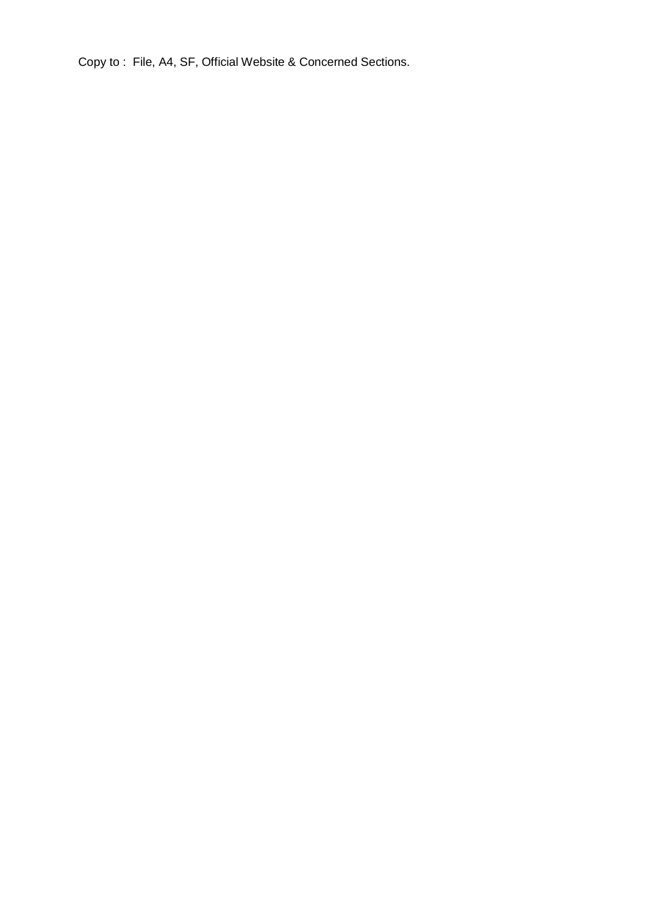Copy to : File, A4, SF, Official Website & Concerned Sections.